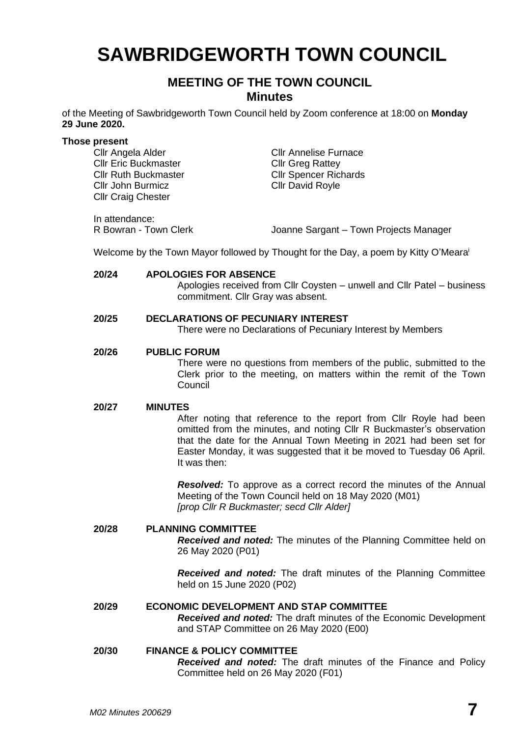# SAWBRIDGEWORTH TOWN COUNCIL

## MEETING OF THE TOWN COUNCIL
### Minutes

of the Meeting of Sawbridgeworth Town Council held by Zoom conference at 18:00 on **Monday 29 June 2020.**

**Those present**

Cllr Angela Alder
Cllr Eric Buckmaster
Cllr Ruth Buckmaster
Cllr John Burmicz
Cllr Craig Chester
Cllr Annelise Furnace
Cllr Greg Rattey
Cllr Spencer Richards
Cllr David Royle

In attendance:
R Bowran - Town Clerk
Joanne Sargant – Town Projects Manager

Welcome by the Town Mayor followed by Thought for the Day, a poem by Kitty O'Meara[i]

**20/24 APOLOGIES FOR ABSENCE**

Apologies received from Cllr Coysten – unwell and Cllr Patel – business commitment. Cllr Gray was absent.

**20/25 DECLARATIONS OF PECUNIARY INTEREST**

There were no Declarations of Pecuniary Interest by Members

**20/26 PUBLIC FORUM**

There were no questions from members of the public, submitted to the Clerk prior to the meeting, on matters within the remit of the Town Council

**20/27 MINUTES**

After noting that reference to the report from Cllr Royle had been omitted from the minutes, and noting Cllr R Buckmaster's observation that the date for the Annual Town Meeting in 2021 had been set for Easter Monday, it was suggested that it be moved to Tuesday 06 April. It was then:

***Resolved:*** To approve as a correct record the minutes of the Annual Meeting of the Town Council held on 18 May 2020 (M01)
*[prop Cllr R Buckmaster; secd Cllr Alder]*

**20/28 PLANNING COMMITTEE**

***Received and noted:*** The minutes of the Planning Committee held on 26 May 2020 (P01)

***Received and noted:*** The draft minutes of the Planning Committee held on 15 June 2020 (P02)

**20/29 ECONOMIC DEVELOPMENT AND STAP COMMITTEE**

***Received and noted:*** The draft minutes of the Economic Development and STAP Committee on 26 May 2020 (E00)

**20/30 FINANCE & POLICY COMMITTEE**

***Received and noted:*** The draft minutes of the Finance and Policy Committee held on 26 May 2020 (F01)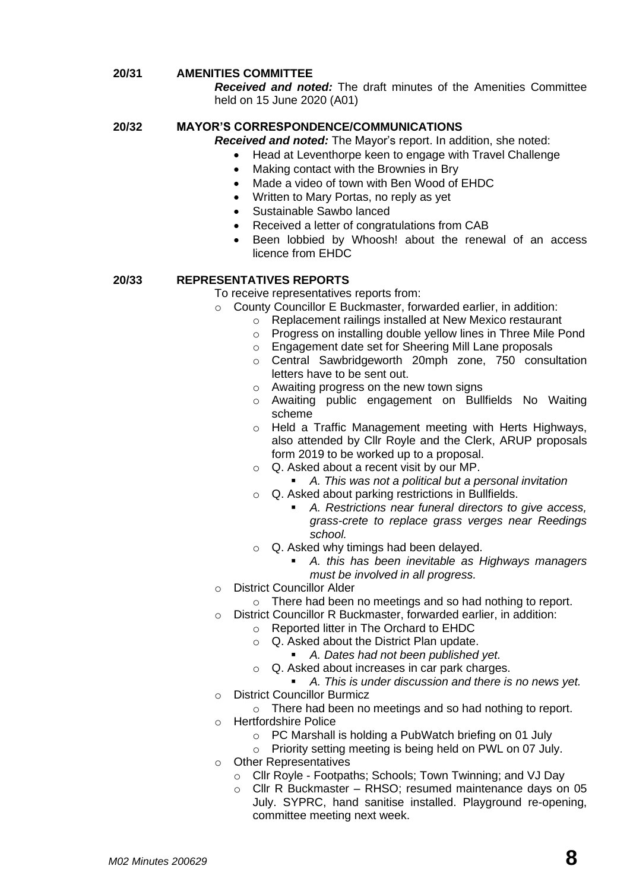## 20/31 AMENITIES COMMITTEE

***Received and noted:*** The draft minutes of the Amenities Committee held on 15 June 2020 (A01)

## 20/32 MAYOR'S CORRESPONDENCE/COMMUNICATIONS

***Received and noted:*** The Mayor's report. In addition, she noted:

- Head at Leventhorpe keen to engage with Travel Challenge
- Making contact with the Brownies in Bry
- Made a video of town with Ben Wood of EHDC
- Written to Mary Portas, no reply as yet
- Sustainable Sawbo lanced
- Received a letter of congratulations from CAB
- Been lobbied by Whoosh! about the renewal of an access licence from EHDC

## 20/33 REPRESENTATIVES REPORTS

To receive representatives reports from:

- County Councillor E Buckmaster, forwarded earlier, in addition:
  - Replacement railings installed at New Mexico restaurant
  - Progress on installing double yellow lines in Three Mile Pond
  - Engagement date set for Sheering Mill Lane proposals
  - Central Sawbridgeworth 20mph zone, 750 consultation letters have to be sent out.
  - Awaiting progress on the new town signs
  - Awaiting public engagement on Bullfields No Waiting scheme
  - Held a Traffic Management meeting with Herts Highways, also attended by Cllr Royle and the Clerk, ARUP proposals form 2019 to be worked up to a proposal.
  - Q. Asked about a recent visit by our MP.
    - *A. This was not a political but a personal invitation*
  - Q. Asked about parking restrictions in Bullfields.
    - *A. Restrictions near funeral directors to give access, grass-crete to replace grass verges near Reedings school.*
  - Q. Asked why timings had been delayed.
    - *A. this has been inevitable as Highways managers must be involved in all progress.*
- District Councillor Alder
  - There had been no meetings and so had nothing to report.
- District Councillor R Buckmaster, forwarded earlier, in addition:
  - Reported litter in The Orchard to EHDC
  - Q. Asked about the District Plan update.
    - *A. Dates had not been published yet.*
  - Q. Asked about increases in car park charges.
    - *A. This is under discussion and there is no news yet.*
- District Councillor Burmicz
  - There had been no meetings and so had nothing to report.
- Hertfordshire Police
  - PC Marshall is holding a PubWatch briefing on 01 July
  - Priority setting meeting is being held on PWL on 07 July.
- Other Representatives
  - Cllr Royle - Footpaths; Schools; Town Twinning; and VJ Day
  - Cllr R Buckmaster – RHSO; resumed maintenance days on 05 July. SYPRC, hand sanitise installed. Playground re-opening, committee meeting next week.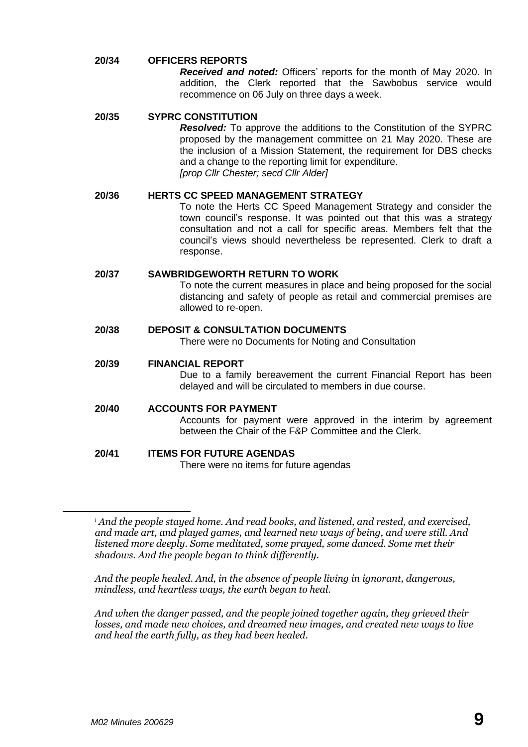**20/34 OFFICERS REPORTS**

***Received and noted:*** Officers' reports for the month of May 2020. In addition, the Clerk reported that the Sawbobus service would recommence on 06 July on three days a week.

**20/35 SYPRC CONSTITUTION**

***Resolved:*** To approve the additions to the Constitution of the SYPRC proposed by the management committee on 21 May 2020. These are the inclusion of a Mission Statement, the requirement for DBS checks and a change to the reporting limit for expenditure.
*[prop Cllr Chester; secd Cllr Alder]*

**20/36 HERTS CC SPEED MANAGEMENT STRATEGY**

To note the Herts CC Speed Management Strategy and consider the town council's response. It was pointed out that this was a strategy consultation and not a call for specific areas. Members felt that the council's views should nevertheless be represented. Clerk to draft a response.

**20/37 SAWBRIDGEWORTH RETURN TO WORK**

To note the current measures in place and being proposed for the social distancing and safety of people as retail and commercial premises are allowed to re-open.

**20/38 DEPOSIT & CONSULTATION DOCUMENTS**

There were no Documents for Noting and Consultation

**20/39 FINANCIAL REPORT**

Due to a family bereavement the current Financial Report has been delayed and will be circulated to members in due course.

**20/40 ACCOUNTS FOR PAYMENT**

Accounts for payment were approved in the interim by agreement between the Chair of the F&P Committee and the Clerk.

**20/41 ITEMS FOR FUTURE AGENDAS**

There were no items for future agendas

---

[i] *And the people stayed home. And read books, and listened, and rested, and exercised, and made art, and played games, and learned new ways of being, and were still. And listened more deeply. Some meditated, some prayed, some danced. Some met their shadows. And the people began to think differently.*

*And the people healed. And, in the absence of people living in ignorant, dangerous, mindless, and heartless ways, the earth began to heal.*

*And when the danger passed, and the people joined together again, they grieved their losses, and made new choices, and dreamed new images, and created new ways to live and heal the earth fully, as they had been healed.*